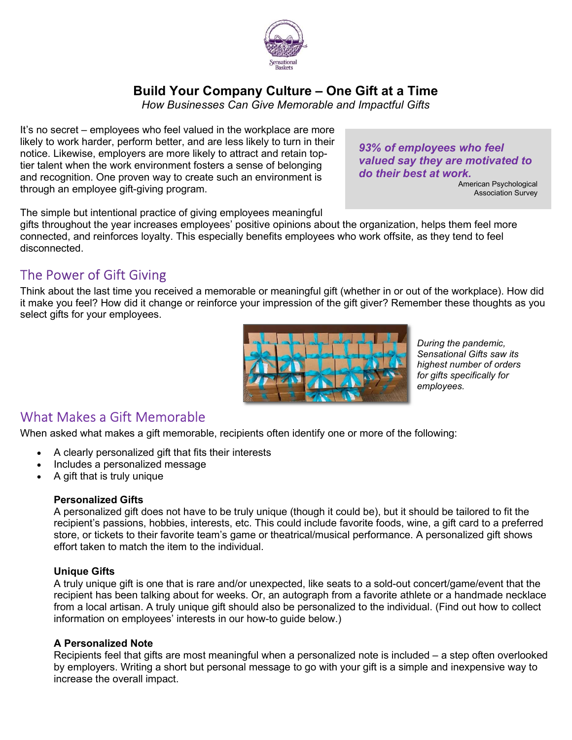Sensational Baskets

# Build Your Company Culture – One Gift at a Time

*How Businesses Can Give Memorable and Impactful Gifts*

It's no secret – employees who feel valued in the workplace are more likely to work harder, perform better, and are less likely to turn in their notice. Likewise, employers are more likely to attract and retain top-tier talent when the work environment fosters a sense of belonging and recognition. One proven way to create such an environment is through an employee gift-giving program.

> ***93% of employees who feel valued say they are motivated to do their best at work.***
>
> American Psychological Association Survey

The simple but intentional practice of giving employees meaningful gifts throughout the year increases employees' positive opinions about the organization, helps them feel more connected, and reinforces loyalty. This especially benefits employees who work offsite, as they tend to feel disconnected.

## The Power of Gift Giving

Think about the last time you received a memorable or meaningful gift (whether in or out of the workplace). How did it make you feel? How did it change or reinforce your impression of the gift giver? Remember these thoughts as you select gifts for your employees.

*During the pandemic, Sensational Gifts saw its highest number of orders for gifts specifically for employees.*

## What Makes a Gift Memorable

When asked what makes a gift memorable, recipients often identify one or more of the following:

- A clearly personalized gift that fits their interests
- Includes a personalized message
- A gift that is truly unique

### Personalized Gifts

A personalized gift does not have to be truly unique (though it could be), but it should be tailored to fit the recipient's passions, hobbies, interests, etc. This could include favorite foods, wine, a gift card to a preferred store, or tickets to their favorite team's game or theatrical/musical performance. A personalized gift shows effort taken to match the item to the individual.

### Unique Gifts

A truly unique gift is one that is rare and/or unexpected, like seats to a sold-out concert/game/event that the recipient has been talking about for weeks. Or, an autograph from a favorite athlete or a handmade necklace from a local artisan. A truly unique gift should also be personalized to the individual. (Find out how to collect information on employees' interests in our how-to guide below.)

### A Personalized Note

Recipients feel that gifts are most meaningful when a personalized note is included – a step often overlooked by employers. Writing a short but personal message to go with your gift is a simple and inexpensive way to increase the overall impact.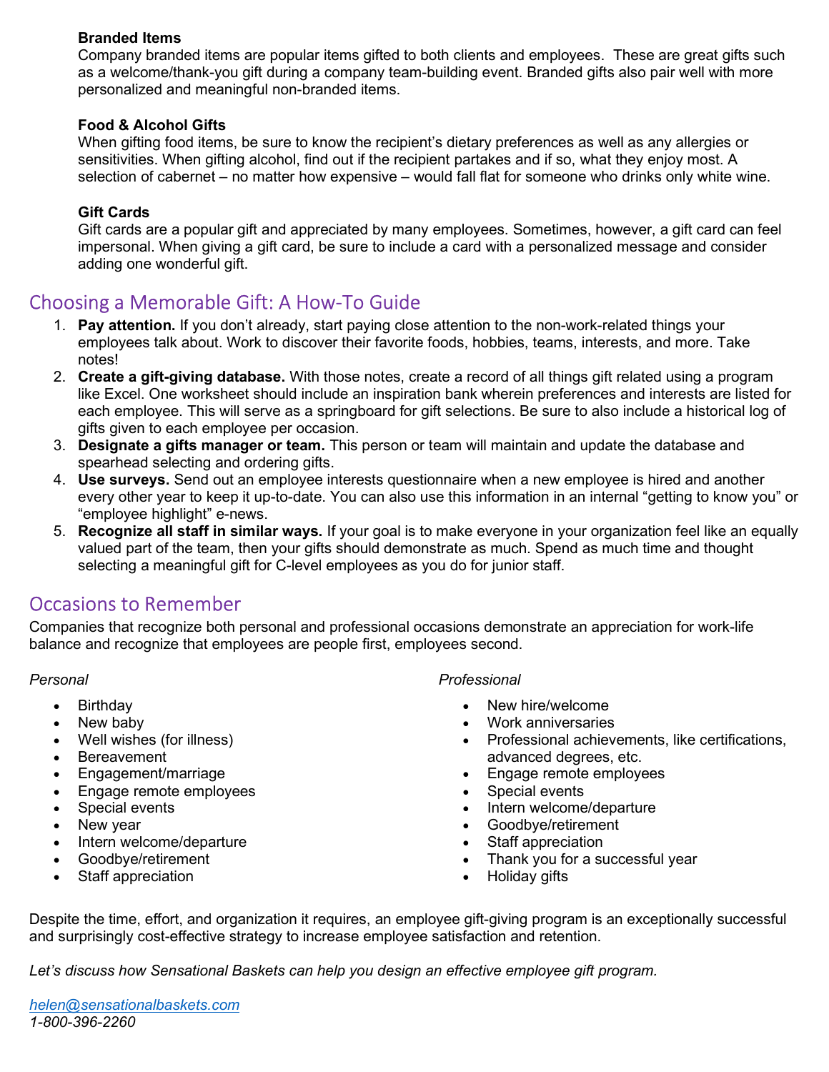### Branded Items

Company branded items are popular items gifted to both clients and employees. These are great gifts such as a welcome/thank-you gift during a company team-building event. Branded gifts also pair well with more personalized and meaningful non-branded items.

### Food & Alcohol Gifts

When gifting food items, be sure to know the recipient's dietary preferences as well as any allergies or sensitivities. When gifting alcohol, find out if the recipient partakes and if so, what they enjoy most. A selection of cabernet – no matter how expensive – would fall flat for someone who drinks only white wine.

### Gift Cards

Gift cards are a popular gift and appreciated by many employees. Sometimes, however, a gift card can feel impersonal. When giving a gift card, be sure to include a card with a personalized message and consider adding one wonderful gift.

## Choosing a Memorable Gift: A How-To Guide

1. **Pay attention.** If you don't already, start paying close attention to the non-work-related things your employees talk about. Work to discover their favorite foods, hobbies, teams, interests, and more. Take notes!
2. **Create a gift-giving database.** With those notes, create a record of all things gift related using a program like Excel. One worksheet should include an inspiration bank wherein preferences and interests are listed for each employee. This will serve as a springboard for gift selections. Be sure to also include a historical log of gifts given to each employee per occasion.
3. **Designate a gifts manager or team.** This person or team will maintain and update the database and spearhead selecting and ordering gifts.
4. **Use surveys.** Send out an employee interests questionnaire when a new employee is hired and another every other year to keep it up-to-date. You can also use this information in an internal "getting to know you" or "employee highlight" e-news.
5. **Recognize all staff in similar ways.** If your goal is to make everyone in your organization feel like an equally valued part of the team, then your gifts should demonstrate as much. Spend as much time and thought selecting a meaningful gift for C-level employees as you do for junior staff.

## Occasions to Remember

Companies that recognize both personal and professional occasions demonstrate an appreciation for work-life balance and recognize that employees are people first, employees second.

*Personal*

- Birthday
- New baby
- Well wishes (for illness)
- Bereavement
- Engagement/marriage
- Engage remote employees
- Special events
- New year
- Intern welcome/departure
- Goodbye/retirement
- Staff appreciation

*Professional*

- New hire/welcome
- Work anniversaries
- Professional achievements, like certifications, advanced degrees, etc.
- Engage remote employees
- Special events
- Intern welcome/departure
- Goodbye/retirement
- Staff appreciation
- Thank you for a successful year
- Holiday gifts

Despite the time, effort, and organization it requires, an employee gift-giving program is an exceptionally successful and surprisingly cost-effective strategy to increase employee satisfaction and retention.

*Let's discuss how Sensational Baskets can help you design an effective employee gift program.*

*helen@sensationalbaskets.com*
*1-800-396-2260*